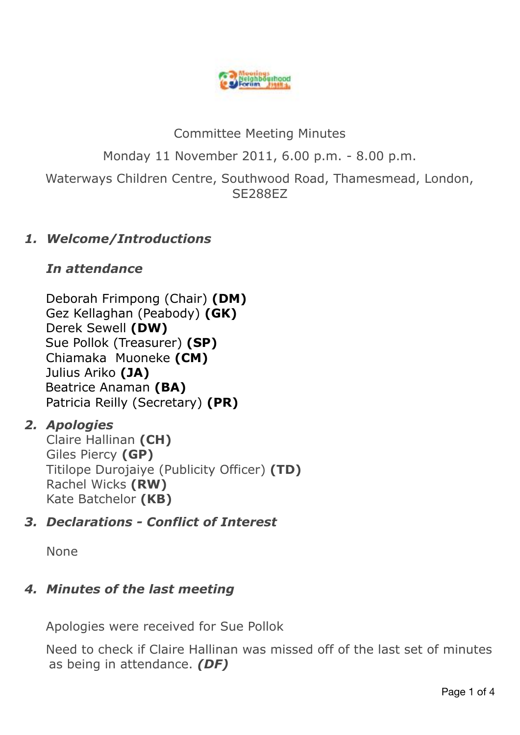Committee Meeting Minutes

Monday 11 November 2011, 6.00 p.m. - 8.00 p.m.

Waterways Children Centre, Southwood Road, Thamesmead, London, SE288EZ

1. ***Welcome/Introductions***

   ***In attendance***

   Deborah Frimpong (Chair) **(DM)**
   Gez Kellaghan (Peabody) **(GK)**
   Derek Sewell **(DW)**
   Sue Pollok (Treasurer) **(SP)**
   Chiamaka  Muoneke **(CM)**
   Julius Ariko **(JA)**
   Beatrice Anaman **(BA)**
   Patricia Reilly (Secretary) **(PR)**

2. ***Apologies***

   Claire Hallinan **(CH)**
   Giles Piercy **(GP)**
   Titilope Durojaiye (Publicity Officer) **(TD)**
   Rachel Wicks **(RW)**
   Kate Batchelor **(KB)**

3. ***Declarations - Conflict of Interest***

   None

4. ***Minutes of the last meeting***

   Apologies were received for Sue Pollok

   Need to check if Claire Hallinan was missed off of the last set of minutes as being in attendance. ***(DF)***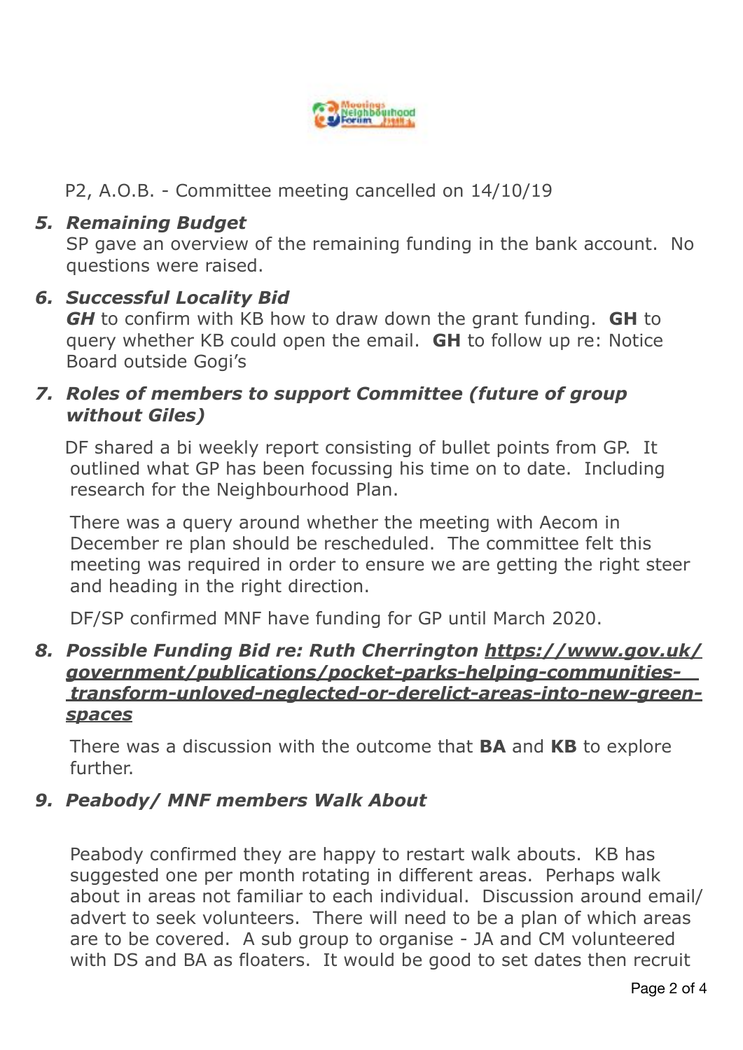P2, A.O.B. - Committee meeting cancelled on 14/10/19

5. ***Remaining Budget***

   SP gave an overview of the remaining funding in the bank account. No questions were raised.

6. ***Successful Locality Bid***

   ***GH*** to confirm with KB how to draw down the grant funding. **GH** to query whether KB could open the email. **GH** to follow up re: Notice Board outside Gogi's

7. ***Roles of members to support Committee (future of group without Giles)***

   DF shared a bi weekly report consisting of bullet points from GP. It outlined what GP has been focussing his time on to date. Including research for the Neighbourhood Plan.

   There was a query around whether the meeting with Aecom in December re plan should be rescheduled. The committee felt this meeting was required in order to ensure we are getting the right steer and heading in the right direction.

   DF/SP confirmed MNF have funding for GP until March 2020.

8. ***Possible Funding Bid re: Ruth Cherrington [https://www.gov.uk/government/publications/pocket-parks-helping-communities-transform-unloved-neglected-or-derelict-areas-into-new-green-spaces](https://www.gov.uk/government/publications/pocket-parks-helping-communities-transform-unloved-neglected-or-derelict-areas-into-new-green-spaces)***

   There was a discussion with the outcome that **BA** and **KB** to explore further.

9. ***Peabody/ MNF members Walk About***

   Peabody confirmed they are happy to restart walk abouts. KB has suggested one per month rotating in different areas. Perhaps walk about in areas not familiar to each individual. Discussion around email/ advert to seek volunteers. There will need to be a plan of which areas are to be covered. A sub group to organise - JA and CM volunteered with DS and BA as floaters. It would be good to set dates then recruit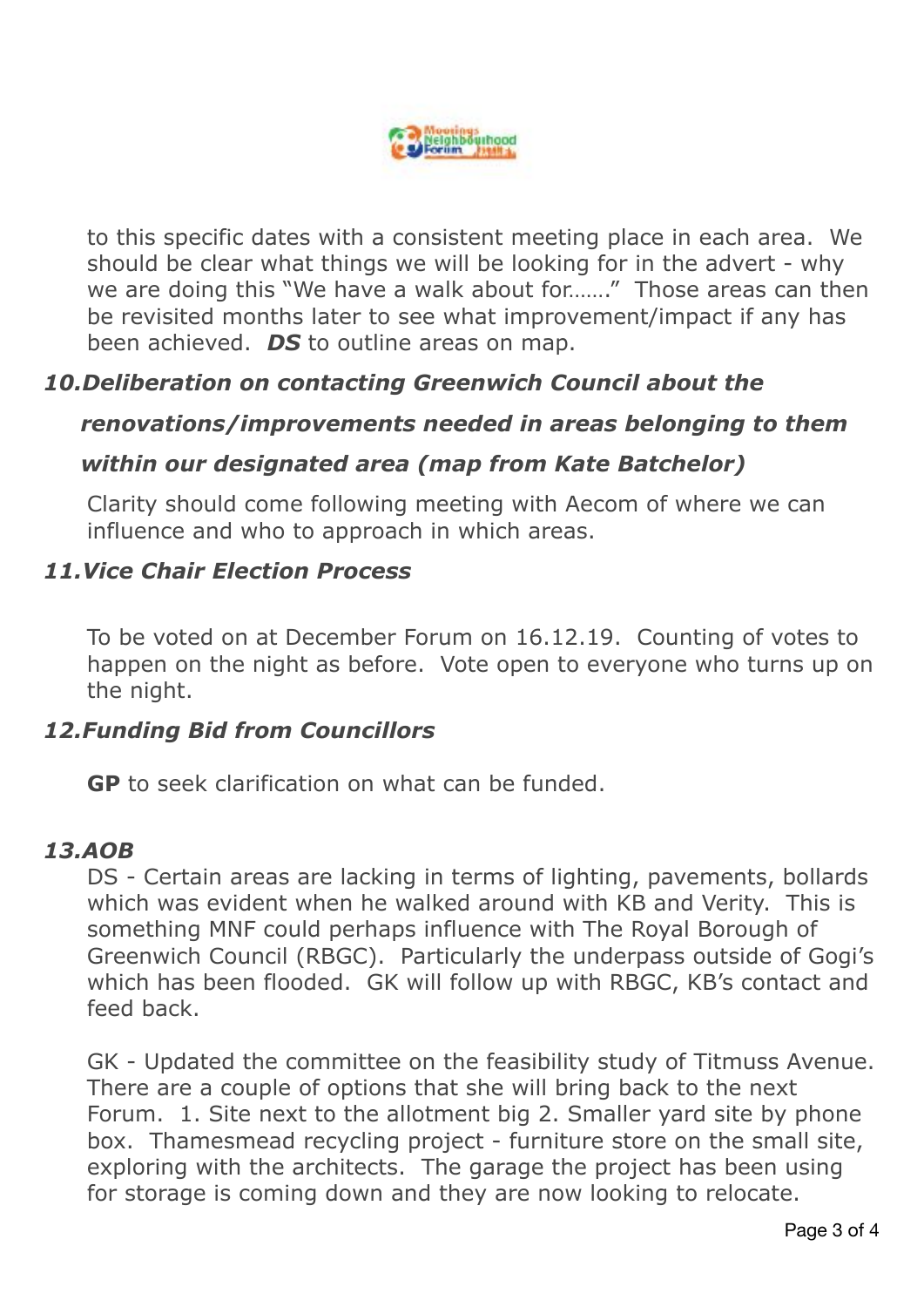to this specific dates with a consistent meeting place in each area. We should be clear what things we will be looking for in the advert - why we are doing this "We have a walk about for……" Those areas can then be revisited months later to see what improvement/impact if any has been achieved. ***DS*** to outline areas on map.

***10. Deliberation on contacting Greenwich Council about the renovations/improvements needed in areas belonging to them within our designated area (map from Kate Batchelor)***

Clarity should come following meeting with Aecom of where we can influence and who to approach in which areas.

***11. Vice Chair Election Process***

To be voted on at December Forum on 16.12.19. Counting of votes to happen on the night as before. Vote open to everyone who turns up on the night.

***12. Funding Bid from Councillors***

**GP** to seek clarification on what can be funded.

***13. AOB***

DS - Certain areas are lacking in terms of lighting, pavements, bollards which was evident when he walked around with KB and Verity. This is something MNF could perhaps influence with The Royal Borough of Greenwich Council (RBGC). Particularly the underpass outside of Gogi's which has been flooded. GK will follow up with RBGC, KB's contact and feed back.

GK - Updated the committee on the feasibility study of Titmuss Avenue. There are a couple of options that she will bring back to the next Forum. 1. Site next to the allotment big 2. Smaller yard site by phone box. Thamesmead recycling project - furniture store on the small site, exploring with the architects. The garage the project has been using for storage is coming down and they are now looking to relocate.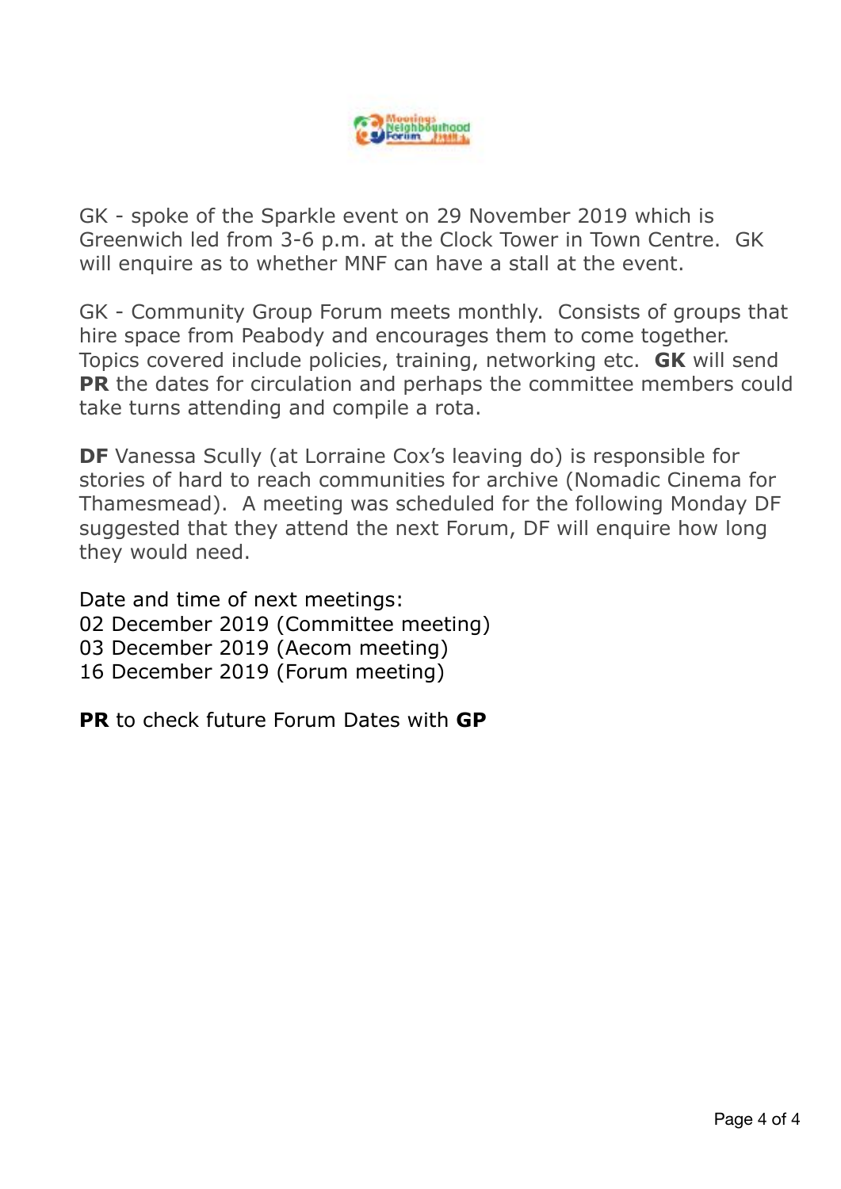GK - spoke of the Sparkle event on 29 November 2019 which is Greenwich led from 3-6 p.m. at the Clock Tower in Town Centre.  GK will enquire as to whether MNF can have a stall at the event.

GK - Community Group Forum meets monthly.  Consists of groups that hire space from Peabody and encourages them to come together. Topics covered include policies, training, networking etc.  **GK** will send **PR** the dates for circulation and perhaps the committee members could take turns attending and compile a rota.

**DF** Vanessa Scully (at Lorraine Cox's leaving do) is responsible for stories of hard to reach communities for archive (Nomadic Cinema for Thamesmead).  A meeting was scheduled for the following Monday DF suggested that they attend the next Forum, DF will enquire how long they would need.

Date and time of next meetings:
02 December 2019 (Committee meeting)
03 December 2019 (Aecom meeting)
16 December 2019 (Forum meeting)

**PR** to check future Forum Dates with **GP**